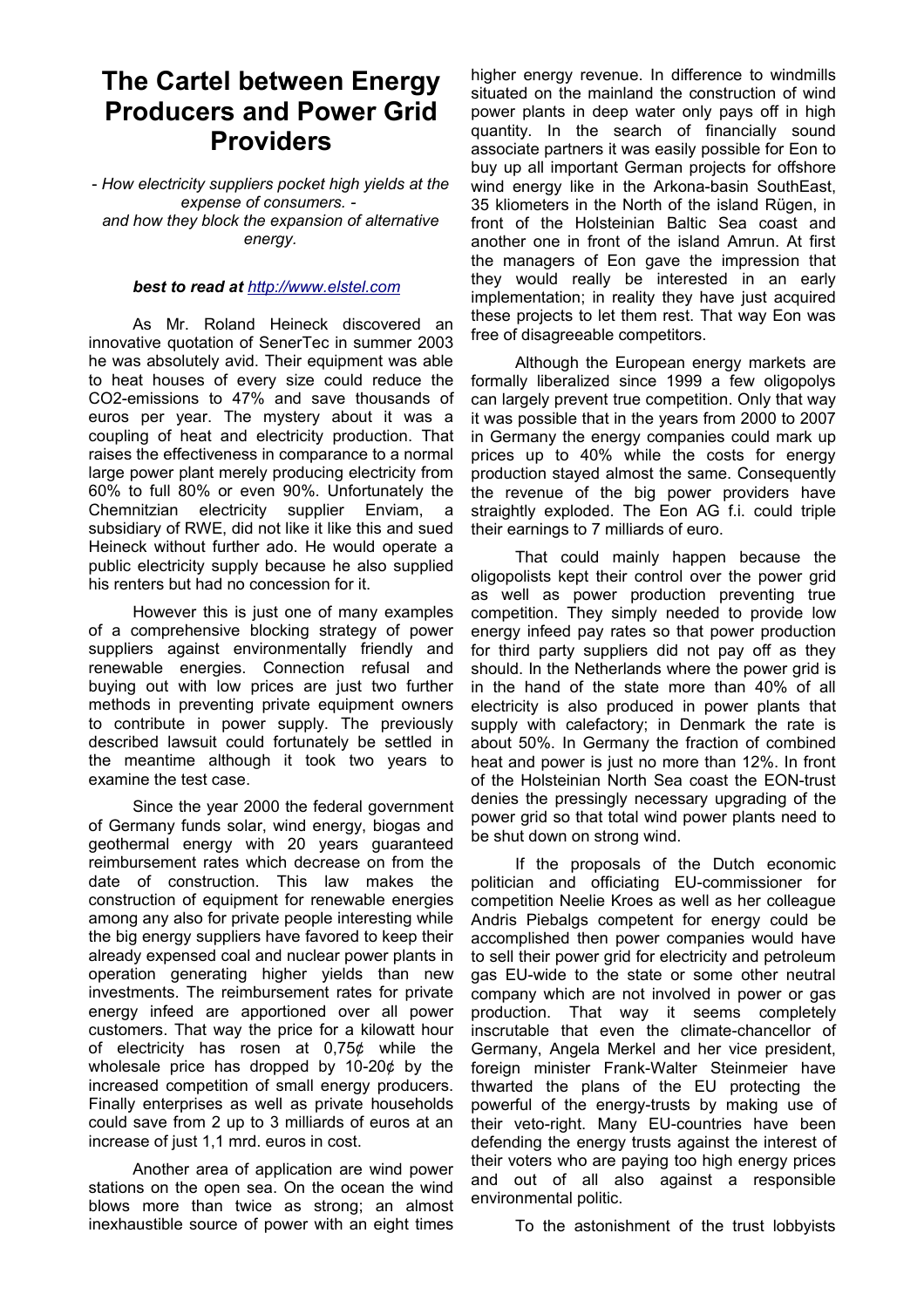# The Cartel between Energy Producers and Power Grid Providers

*- How electricity suppliers pocket high yields at the expense of consumers. -*
*and how they block the expansion of alternative energy.*

***best to read at [http://www.elstel.com](http://www.elstel.com)***

As Mr. Roland Heineck discovered an innovative quotation of SenerTec in summer 2003 he was absolutely avid. Their equipment was able to heat houses of every size could reduce the $CO_2$-emissions to 47% and save thousands of euros per year. The mystery about it was a coupling of heat and electricity production. That raises the effectiveness in comparance to a normal large power plant merely producing electricity from 60% to full 80% or even 90%. Unfortunately the Chemnitzian electricity supplier Enviam, a subsidiary of RWE, did not like it like this and sued Heineck without further ado. He would operate a public electricity supply because he also supplied his renters but had no concession for it.

However this is just one of many examples of a comprehensive blocking strategy of power suppliers against environmentally friendly and renewable energies. Connection refusal and buying out with low prices are just two further methods in preventing private equipment owners to contribute in power supply. The previously described lawsuit could fortunately be settled in the meantime although it took two years to examine the test case.

Since the year 2000 the federal government of Germany funds solar, wind energy, biogas and geothermal energy with 20 years guaranteed reimbursement rates which decrease on from the date of construction. This law makes the construction of equipment for renewable energies among any also for private people interesting while the big energy suppliers have favored to keep their already expensed coal and nuclear power plants in operation generating higher yields than new investments. The reimbursement rates for private energy infeed are apportioned over all power customers. That way the price for a kilowatt hour of electricity has rosen at 0,75¢ while the wholesale price has dropped by 10-20¢ by the increased competition of small energy producers. Finally enterprises as well as private households could save from 2 up to 3 milliards of euros at an increase of just 1,1 mrd. euros in cost.

Another area of application are wind power stations on the open sea. On the ocean the wind blows more than twice as strong; an almost inexhaustible source of power with an eight times higher energy revenue. In difference to windmills situated on the mainland the construction of wind power plants in deep water only pays off in high quantity. In the search of financially sound associate partners it was easily possible for Eon to buy up all important German projects for offshore wind energy like in the Arkona-basin SouthEast, 35 kliometers in the North of the island Rügen, in front of the Holsteinian Baltic Sea coast and another one in front of the island Amrun. At first the managers of Eon gave the impression that they would really be interested in an early implementation; in reality they have just acquired these projects to let them rest. That way Eon was free of disagreeable competitors.

Although the European energy markets are formally liberalized since 1999 a few oligopolys can largely prevent true competition. Only that way it was possible that in the years from 2000 to 2007 in Germany the energy companies could mark up prices up to 40% while the costs for energy production stayed almost the same. Consequently the revenue of the big power providers have straightly exploded. The Eon AG f.i. could triple their earnings to 7 milliards of euro.

That could mainly happen because the oligopolists kept their control over the power grid as well as power production preventing true competition. They simply needed to provide low energy infeed pay rates so that power production for third party suppliers did not pay off as they should. In the Netherlands where the power grid is in the hand of the state more than 40% of all electricity is also produced in power plants that supply with calefactory; in Denmark the rate is about 50%. In Germany the fraction of combined heat and power is just no more than 12%. In front of the Holsteinian North Sea coast the EON-trust denies the pressingly necessary upgrading of the power grid so that total wind power plants need to be shut down on strong wind.

If the proposals of the Dutch economic politician and officiating EU-commissioner for competition Neelie Kroes as well as her colleague Andris Piebalgs competent for energy could be accomplished then power companies would have to sell their power grid for electricity and petroleum gas EU-wide to the state or some other neutral company which are not involved in power or gas production. That way it seems completely inscrutable that even the climate-chancellor of Germany, Angela Merkel and her vice president, foreign minister Frank-Walter Steinmeier have thwarted the plans of the EU protecting the powerful of the energy-trusts by making use of their veto-right. Many EU-countries have been defending the energy trusts against the interest of their voters who are paying too high energy prices and out of all also against a responsible environmental politic.

To the astonishment of the trust lobbyists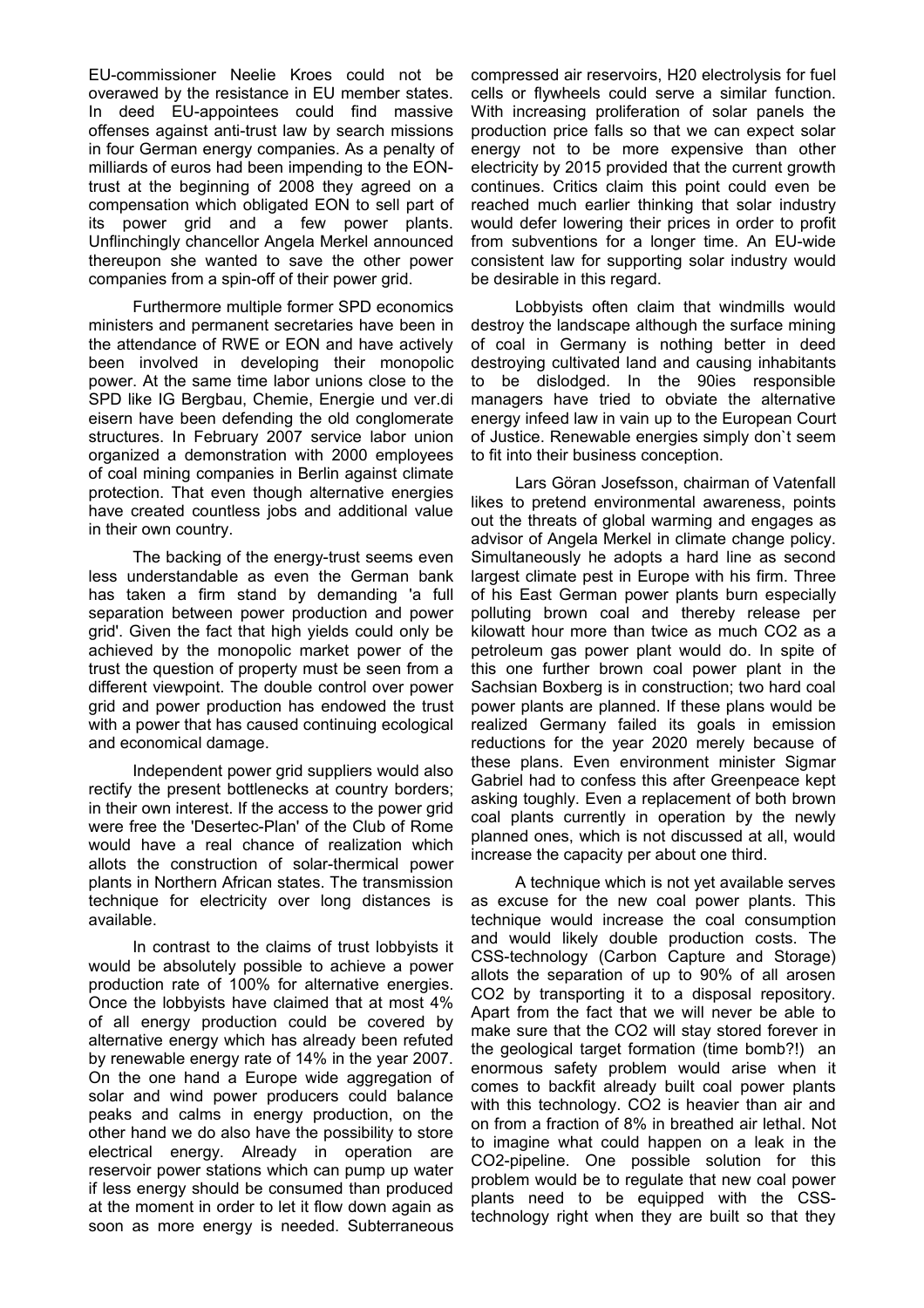EU-commissioner Neelie Kroes could not be overawed by the resistance in EU member states. In deed EU-appointees could find massive offenses against anti-trust law by search missions in four German energy companies. As a penalty of milliards of euros had been impending to the EON-trust at the beginning of 2008 they agreed on a compensation which obligated EON to sell part of its power grid and a few power plants. Unflinchingly chancellor Angela Merkel announced thereupon she wanted to save the other power companies from a spin-off of their power grid.

Furthermore multiple former SPD economics ministers and permanent secretaries have been in the attendance of RWE or EON and have actively been involved in developing their monopolic power. At the same time labor unions close to the SPD like IG Bergbau, Chemie, Energie und ver.di eisern have been defending the old conglomerate structures. In February 2007 service labor union organized a demonstration with 2000 employees of coal mining companies in Berlin against climate protection. That even though alternative energies have created countless jobs and additional value in their own country.

The backing of the energy-trust seems even less understandable as even the German bank has taken a firm stand by demanding 'a full separation between power production and power grid'. Given the fact that high yields could only be achieved by the monopolic market power of the trust the question of property must be seen from a different viewpoint. The double control over power grid and power production has endowed the trust with a power that has caused continuing ecological and economical damage.

Independent power grid suppliers would also rectify the present bottlenecks at country borders; in their own interest. If the access to the power grid were free the 'Desertec-Plan' of the Club of Rome would have a real chance of realization which allots the construction of solar-thermical power plants in Northern African states. The transmission technique for electricity over long distances is available.

In contrast to the claims of trust lobbyists it would be absolutely possible to achieve a power production rate of 100% for alternative energies. Once the lobbyists have claimed that at most 4% of all energy production could be covered by alternative energy which has already been refuted by renewable energy rate of 14% in the year 2007. On the one hand a Europe wide aggregation of solar and wind power producers could balance peaks and calms in energy production, on the other hand we do also have the possibility to store electrical energy. Already in operation are reservoir power stations which can pump up water if less energy should be consumed than produced at the moment in order to let it flow down again as soon as more energy is needed. Subterraneous compressed air reservoirs, H20 electrolysis for fuel cells or flywheels could serve a similar function. With increasing proliferation of solar panels the production price falls so that we can expect solar energy not to be more expensive than other electricity by 2015 provided that the current growth continues. Critics claim this point could even be reached much earlier thinking that solar industry would defer lowering their prices in order to profit from subventions for a longer time. An EU-wide consistent law for supporting solar industry would be desirable in this regard.

Lobbyists often claim that windmills would destroy the landscape although the surface mining of coal in Germany is nothing better in deed destroying cultivated land and causing inhabitants to be dislodged. In the 90ies responsible managers have tried to obviate the alternative energy infeed law in vain up to the European Court of Justice. Renewable energies simply don`t seem to fit into their business conception.

Lars Göran Josefsson, chairman of Vatenfall likes to pretend environmental awareness, points out the threats of global warming and engages as advisor of Angela Merkel in climate change policy. Simultaneously he adopts a hard line as second largest climate pest in Europe with his firm. Three of his East German power plants burn especially polluting brown coal and thereby release per kilowatt hour more than twice as much CO2 as a petroleum gas power plant would do. In spite of this one further brown coal power plant in the Sachsian Boxberg is in construction; two hard coal power plants are planned. If these plans would be realized Germany failed its goals in emission reductions for the year 2020 merely because of these plans. Even environment minister Sigmar Gabriel had to confess this after Greenpeace kept asking toughly. Even a replacement of both brown coal plants currently in operation by the newly planned ones, which is not discussed at all, would increase the capacity per about one third.

A technique which is not yet available serves as excuse for the new coal power plants. This technique would increase the coal consumption and would likely double production costs. The CSS-technology (Carbon Capture and Storage) allots the separation of up to 90% of all arosen CO2 by transporting it to a disposal repository. Apart from the fact that we will never be able to make sure that the CO2 will stay stored forever in the geological target formation (time bomb?!) an enormous safety problem would arise when it comes to backfit already built coal power plants with this technology. CO2 is heavier than air and on from a fraction of 8% in breathed air lethal. Not to imagine what could happen on a leak in the CO2-pipeline. One possible solution for this problem would be to regulate that new coal power plants need to be equipped with the CSS-technology right when they are built so that they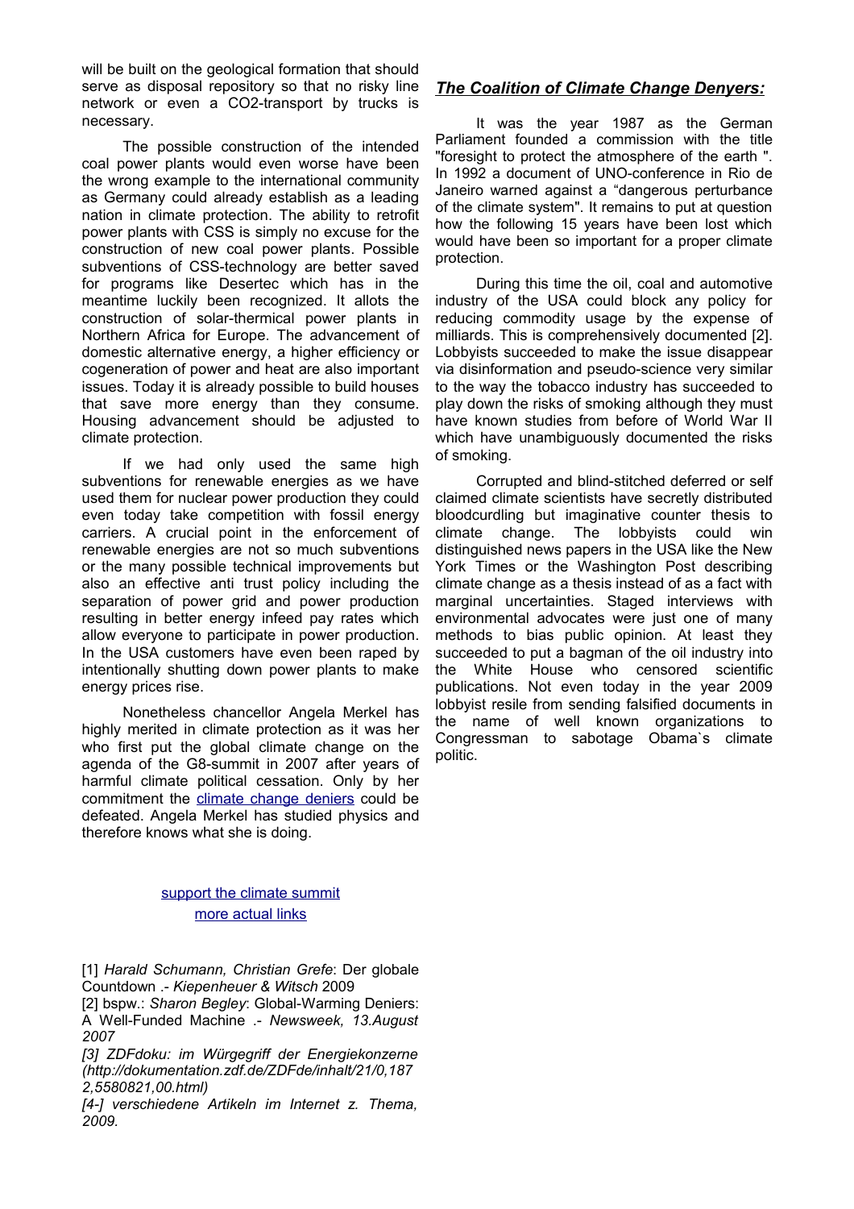will be built on the geological formation that should serve as disposal repository so that no risky line network or even a CO2-transport by trucks is necessary.

The possible construction of the intended coal power plants would even worse have been the wrong example to the international community as Germany could already establish as a leading nation in climate protection. The ability to retrofit power plants with CSS is simply no excuse for the construction of new coal power plants. Possible subventions of CSS-technology are better saved for programs like Desertec which has in the meantime luckily been recognized. It allots the construction of solar-thermical power plants in Northern Africa for Europe. The advancement of domestic alternative energy, a higher efficiency or cogeneration of power and heat are also important issues. Today it is already possible to build houses that save more energy than they consume. Housing advancement should be adjusted to climate protection.

If we had only used the same high subventions for renewable energies as we have used them for nuclear power production they could even today take competition with fossil energy carriers. A crucial point in the enforcement of renewable energies are not so much subventions or the many possible technical improvements but also an effective anti trust policy including the separation of power grid and power production resulting in better energy infeed pay rates which allow everyone to participate in power production. In the USA customers have even been raped by intentionally shutting down power plants to make energy prices rise.

Nonetheless chancellor Angela Merkel has highly merited in climate protection as it was her who first put the global climate change on the agenda of the G8-summit in 2007 after years of harmful climate political cessation. Only by her commitment the climate change deniers could be defeated. Angela Merkel has studied physics and therefore knows what she is doing.

support the climate summit
more actual links

[1] *Harald Schumann, Christian Grefe*: Der globale Countdown .- *Kiepenheuer & Witsch* 2009
[2] bspw.: *Sharon Begley*: Global-Warming Deniers: A Well-Funded Machine .- *Newsweek, 13.August 2007*
*[3] ZDFdoku: im Würgegriff der Energiekonzerne (http://dokumentation.zdf.de/ZDFde/inhalt/21/0,1872,5580821,00.html)*
*[4-] verschiedene Artikeln im Internet z. Thema, 2009.*

## ***The Coalition of Climate Change Denyers:***

It was the year 1987 as the German Parliament founded a commission with the title "foresight to protect the atmosphere of the earth ". In 1992 a document of UNO-conference in Rio de Janeiro warned against a "dangerous perturbance of the climate system". It remains to put at question how the following 15 years have been lost which would have been so important for a proper climate protection.

During this time the oil, coal and automotive industry of the USA could block any policy for reducing commodity usage by the expense of milliards. This is comprehensively documented [2]. Lobbyists succeeded to make the issue disappear via disinformation and pseudo-science very similar to the way the tobacco industry has succeeded to play down the risks of smoking although they must have known studies from before of World War II which have unambiguously documented the risks of smoking.

Corrupted and blind-stitched deferred or self claimed climate scientists have secretly distributed bloodcurdling but imaginative counter thesis to climate change. The lobbyists could win distinguished news papers in the USA like the New York Times or the Washington Post describing climate change as a thesis instead of as a fact with marginal uncertainties. Staged interviews with environmental advocates were just one of many methods to bias public opinion. At least they succeeded to put a bagman of the oil industry into the White House who censored scientific publications. Not even today in the year 2009 lobbyist resile from sending falsified documents in the name of well known organizations to Congressman to sabotage Obama`s climate politic.